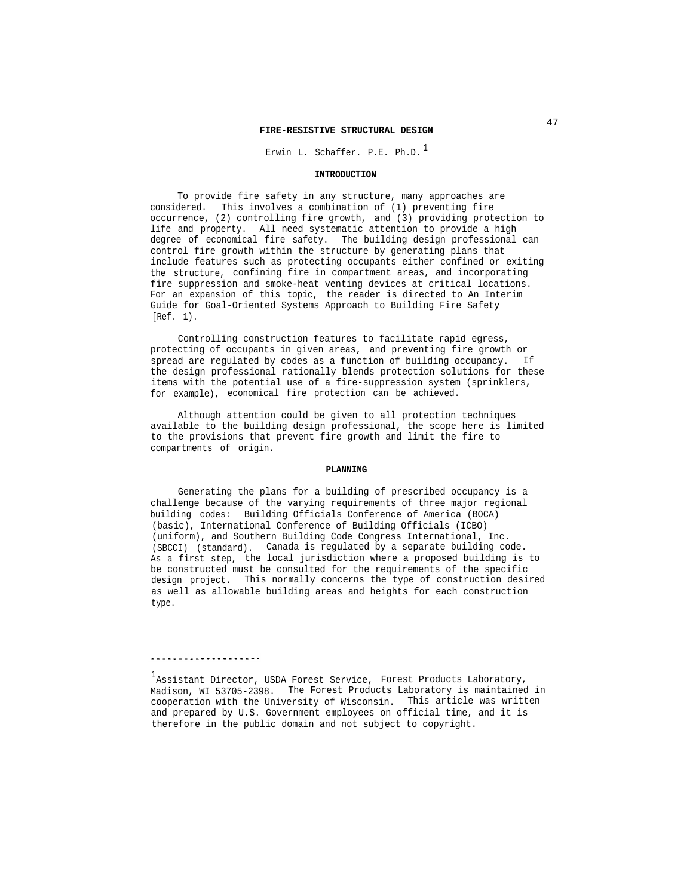# FIRE-RESISTIVE STRUCTURAL DESIGN

Erwin L. Schaffer. P.E. Ph.D.[1]

## INTRODUCTION

To provide fire safety in any structure, many approaches are considered. This involves a combination of (1) preventing fire occurrence, (2) controlling fire growth, and (3) providing protection to life and property. All need systematic attention to provide a high degree of economical fire safety. The building design professional can control fire growth within the structure by generating plans that include features such as protecting occupants either confined or exiting the structure, confining fire in compartment areas, and incorporating fire suppression and smoke-heat venting devices at critical locations. For an expansion of this topic, the reader is directed to An Interim Guide for Goal-Oriented Systems Approach to Building Fire Safety [Ref. 1).

Controlling construction features to facilitate rapid egress, protecting of occupants in given areas, and preventing fire growth or spread are regulated by codes as a function of building occupancy. If the design professional rationally blends protection solutions for these items with the potential use of a fire-suppression system (sprinklers, for example), economical fire protection can be achieved.

Although attention could be given to all protection techniques available to the building design professional, the scope here is limited to the provisions that prevent fire growth and limit the fire to compartments of origin.

## PLANNING

Generating the plans for a building of prescribed occupancy is a challenge because of the varying requirements of three major regional building codes: Building Officials Conference of America (BOCA) (basic), International Conference of Building Officials (ICBO) (uniform), and Southern Building Code Congress International, Inc. (SBCCI) (standard). Canada is regulated by a separate building code. As a first step, the local jurisdiction where a proposed building is to be constructed must be consulted for the requirements of the specific design project. This normally concerns the type of construction desired as well as allowable building areas and heights for each construction type.

---

[1] Assistant Director, USDA Forest Service, Forest Products Laboratory, Madison, WI 53705-2398. The Forest Products Laboratory is maintained in cooperation with the University of Wisconsin. This article was written and prepared by U.S. Government employees on official time, and it is therefore in the public domain and not subject to copyright.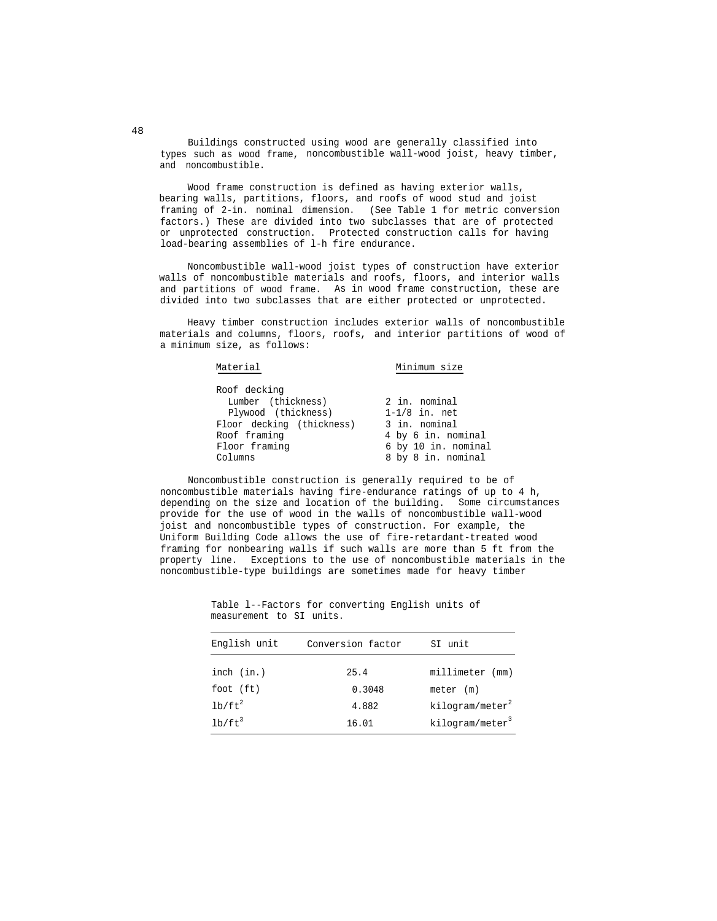Buildings constructed using wood are generally classified into types such as wood frame, noncombustible wall-wood joist, heavy timber, and noncombustible.

Wood frame construction is defined as having exterior walls, bearing walls, partitions, floors, and roofs of wood stud and joist framing of 2-in. nominal dimension. (See Table 1 for metric conversion factors.) These are divided into two subclasses that are of protected or unprotected construction. Protected construction calls for having load-bearing assemblies of l-h fire endurance.

Noncombustible wall-wood joist types of construction have exterior walls of noncombustible materials and roofs, floors, and interior walls and partitions of wood frame. As in wood frame construction, these are divided into two subclasses that are either protected or unprotected.

Heavy timber construction includes exterior walls of noncombustible materials and columns, floors, roofs, and interior partitions of wood of a minimum size, as follows:

| Material | Minimum size |
|---|---|
| Roof decking | |
| Lumber (thickness) | 2 in. nominal |
| Plywood (thickness) | 1-1/8 in. net |
| Floor decking (thickness) | 3 in. nominal |
| Roof framing | 4 by 6 in. nominal |
| Floor framing | 6 by 10 in. nominal |
| Columns | 8 by 8 in. nominal |

Noncombustible construction is generally required to be of noncombustible materials having fire-endurance ratings of up to 4 h, depending on the size and location of the building. Some circumstances provide for the use of wood in the walls of noncombustible wall-wood joist and noncombustible types of construction. For example, the Uniform Building Code allows the use of fire-retardant-treated wood framing for nonbearing walls if such walls are more than 5 ft from the property line. Exceptions to the use of noncombustible materials in the noncombustible-type buildings are sometimes made for heavy timber

Table l--Factors for converting English units of measurement to SI units.

| English unit | Conversion factor | SI unit |
|---|---|---|
| inch (in.) | 25.4 | millimeter (mm) |
| foot (ft) | 0.3048 | meter (m) |
| $lb/ft^2$ | 4.882 | $kilogram/meter^2$ |
| $lb/ft^3$ | 16.01 | $kilogram/meter^3$ |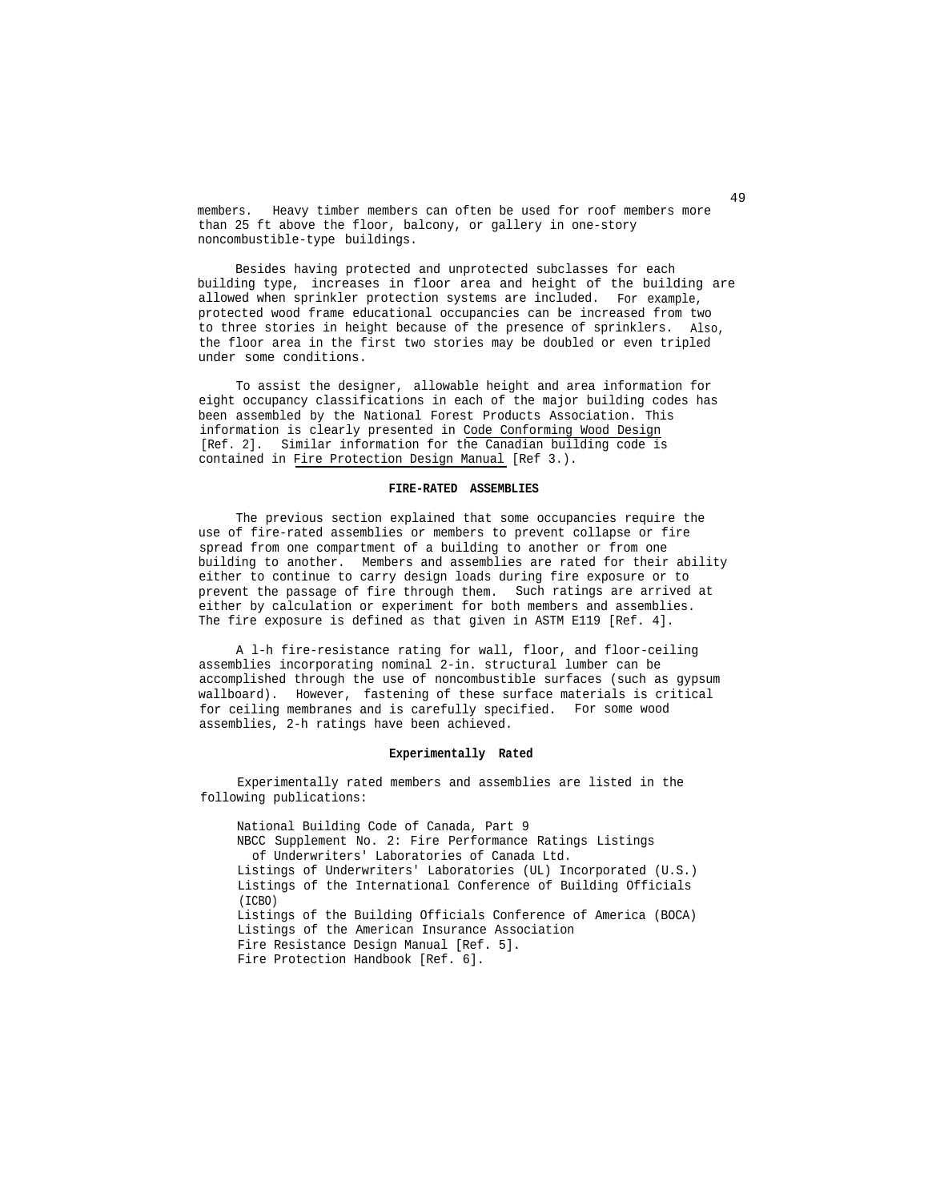members. Heavy timber members can often be used for roof members more than 25 ft above the floor, balcony, or gallery in one-story noncombustible-type buildings.

Besides having protected and unprotected subclasses for each building type, increases in floor area and height of the building are allowed when sprinkler protection systems are included. For example, protected wood frame educational occupancies can be increased from two to three stories in height because of the presence of sprinklers. Also, the floor area in the first two stories may be doubled or even tripled under some conditions.

To assist the designer, allowable height and area information for eight occupancy classifications in each of the major building codes has been assembled by the National Forest Products Association. This information is clearly presented in Code Conforming Wood Design [Ref. 2]. Similar information for the Canadian building code is contained in Fire Protection Design Manual [Ref 3.).

## FIRE-RATED ASSEMBLIES

The previous section explained that some occupancies require the use of fire-rated assemblies or members to prevent collapse or fire spread from one compartment of a building to another or from one building to another. Members and assemblies are rated for their ability either to continue to carry design loads during fire exposure or to prevent the passage of fire through them. Such ratings are arrived at either by calculation or experiment for both members and assemblies. The fire exposure is defined as that given in ASTM E119 [Ref. 4].

A l-h fire-resistance rating for wall, floor, and floor-ceiling assemblies incorporating nominal 2-in. structural lumber can be accomplished through the use of noncombustible surfaces (such as gypsum wallboard). However, fastening of these surface materials is critical for ceiling membranes and is carefully specified. For some wood assemblies, 2-h ratings have been achieved.

### Experimentally Rated

Experimentally rated members and assemblies are listed in the following publications:

National Building Code of Canada, Part 9
NBCC Supplement No. 2: Fire Performance Ratings Listings of Underwriters' Laboratories of Canada Ltd.
Listings of Underwriters' Laboratories (UL) Incorporated (U.S.)
Listings of the International Conference of Building Officials (ICBO)
Listings of the Building Officials Conference of America (BOCA)
Listings of the American Insurance Association
Fire Resistance Design Manual [Ref. 5].
Fire Protection Handbook [Ref. 6].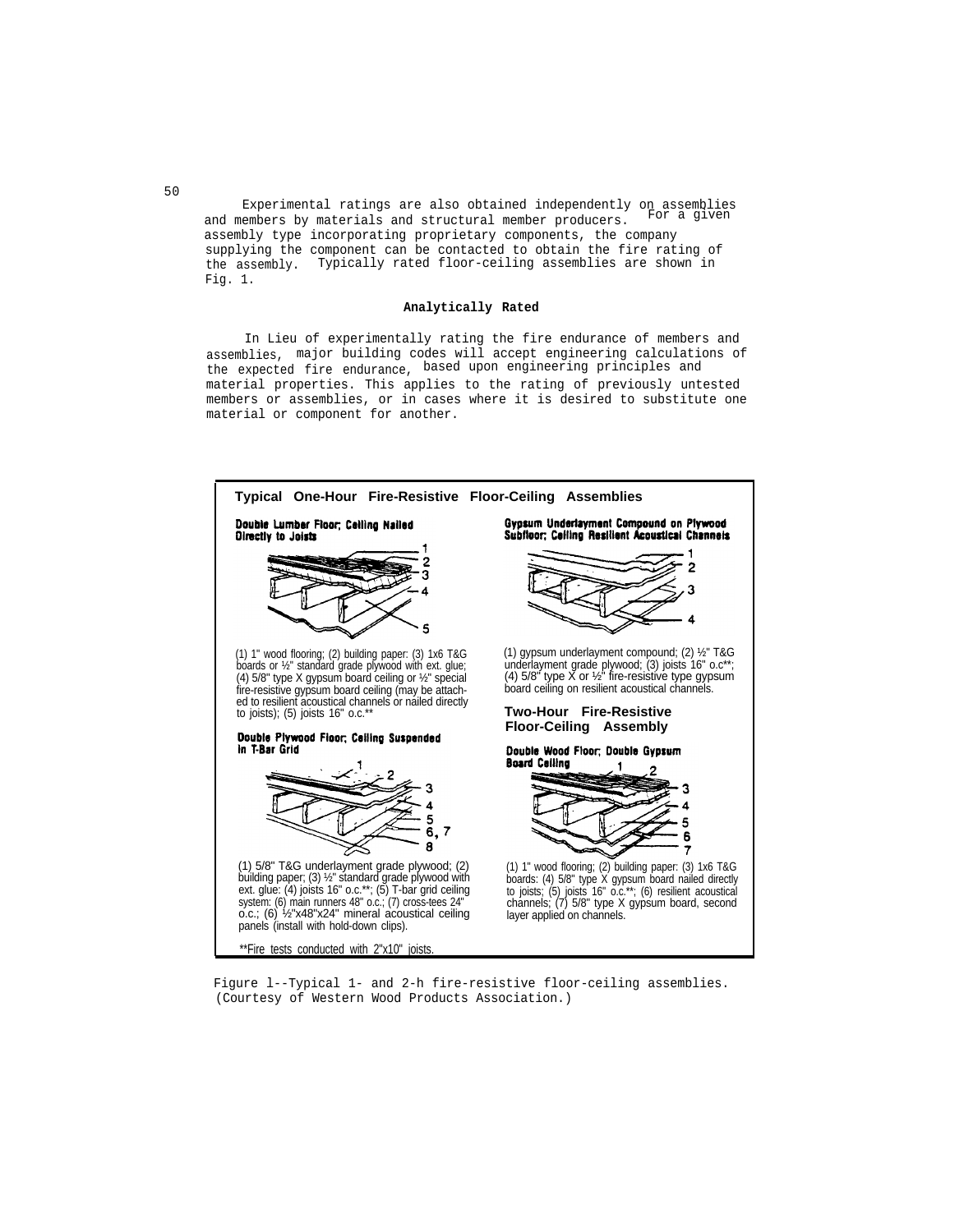Experimental ratings are also obtained independently on assemblies and members by materials and structural member producers. For a given assembly type incorporating proprietary components, the company supplying the component can be contacted to obtain the fire rating of the assembly. Typically rated floor-ceiling assemblies are shown in Fig. 1.

### Analytically Rated

In Lieu of experimentally rating the fire endurance of members and assemblies, major building codes will accept engineering calculations of the expected fire endurance, based upon engineering principles and material properties. This applies to the rating of previously untested members or assemblies, or in cases where it is desired to substitute one material or component for another.

**Typical One-Hour Fire-Resistive Floor-Ceiling Assemblies**

**Double Lumber Floor; Ceiling Nailed Directly to Joists**

(1) 1" wood flooring; (2) building paper: (3) 1x6 T&G boards or ½" standard grade plywood with ext. glue; (4) 5/8" type X gypsum board ceiling or ½" special fire-resistive gypsum board ceiling (may be attached to resilient acoustical channels or nailed directly to joists); (5) joists 16" o.c.**

**Double Plywood Floor; Ceiling Suspended in T-Bar Grid**

(1) 5/8" T&G underlayment grade plywood; (2) building paper; (3) ½" standard grade plywood with ext. glue: (4) joists 16" o.c.**; (5) T-bar grid ceiling system: (6) main runners 48" o.c.; (7) cross-tees 24" o.c.; (6) ½"x48"x24" mineral acoustical ceiling panels (install with hold-down clips).

**Gypsum Underlayment Compound on Plywood Subfloor; Ceiling Resilient Acoustical Channels**

(1) gypsum underlayment compound; (2) ½" T&G underlayment grade plywood; (3) joists 16" o.c**; (4) 5/8" type X or ½" fire-resistive type gypsum board ceiling on resilient acoustical channels.

**Two-Hour Fire-Resistive Floor-Ceiling Assembly**

**Double Wood Floor; Double Gypsum Board Ceiling**

(1) 1" wood flooring; (2) building paper: (3) 1x6 T&G boards: (4) 5/8" type X gypsum board nailed directly to joists; (5) joists 16" o.c.**; (6) resilient acoustical channels; (7) 5/8" type X gypsum board, second layer applied on channels.

**Fire tests conducted with 2"x10" joists.

Figure l--Typical 1- and 2-h fire-resistive floor-ceiling assemblies. (Courtesy of Western Wood Products Association.)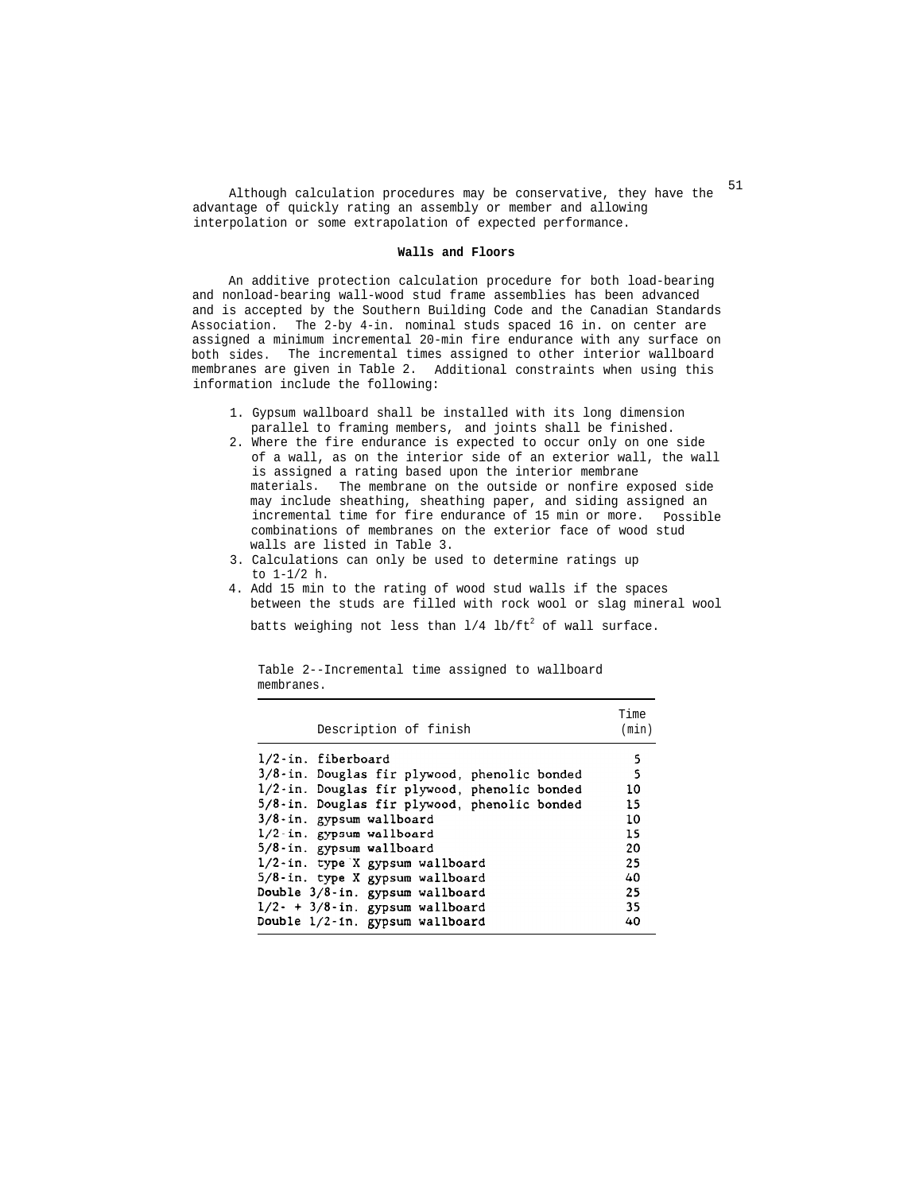Although calculation procedures may be conservative, they have the advantage of quickly rating an assembly or member and allowing interpolation or some extrapolation of expected performance.

## Walls and Floors

An additive protection calculation procedure for both load-bearing and nonload-bearing wall-wood stud frame assemblies has been advanced and is accepted by the Southern Building Code and the Canadian Standards Association. The 2-by 4-in. nominal studs spaced 16 in. on center are assigned a minimum incremental 20-min fire endurance with any surface on both sides. The incremental times assigned to other interior wallboard membranes are given in Table 2. Additional constraints when using this information include the following:

1. Gypsum wallboard shall be installed with its long dimension parallel to framing members, and joints shall be finished.
2. Where the fire endurance is expected to occur only on one side of a wall, as on the interior side of an exterior wall, the wall is assigned a rating based upon the interior membrane materials. The membrane on the outside or nonfire exposed side may include sheathing, sheathing paper, and siding assigned an incremental time for fire endurance of 15 min or more. Possible combinations of membranes on the exterior face of wood stud walls are listed in Table 3.
3. Calculations can only be used to determine ratings up to 1-1/2 h.
4. Add 15 min to the rating of wood stud walls if the spaces between the studs are filled with rock wool or slag mineral wool batts weighing not less than 1/4 $lb/ft^2$ of wall surface.

Table 2--Incremental time assigned to wallboard membranes.

| Description of finish | Time (min) |
|---|---|
| 1/2-in. fiberboard | 5 |
| 3/8-in. Douglas fir plywood, phenolic bonded | 5 |
| 1/2-in. Douglas fir plywood, phenolic bonded | 10 |
| 5/8-in. Douglas fir plywood, phenolic bonded | 15 |
| 3/8-in. gypsum wallboard | 10 |
| 1/2-in. gypsum wallboard | 15 |
| 5/8-in. gypsum wallboard | 20 |
| 1/2-in. type X gypsum wallboard | 25 |
| 5/8-in. type X gypsum wallboard | 40 |
| Double 3/8-in. gypsum wallboard | 25 |
| 1/2- + 3/8-in. gypsum wallboard | 35 |
| Double 1/2-in. gypsum wallboard | 40 |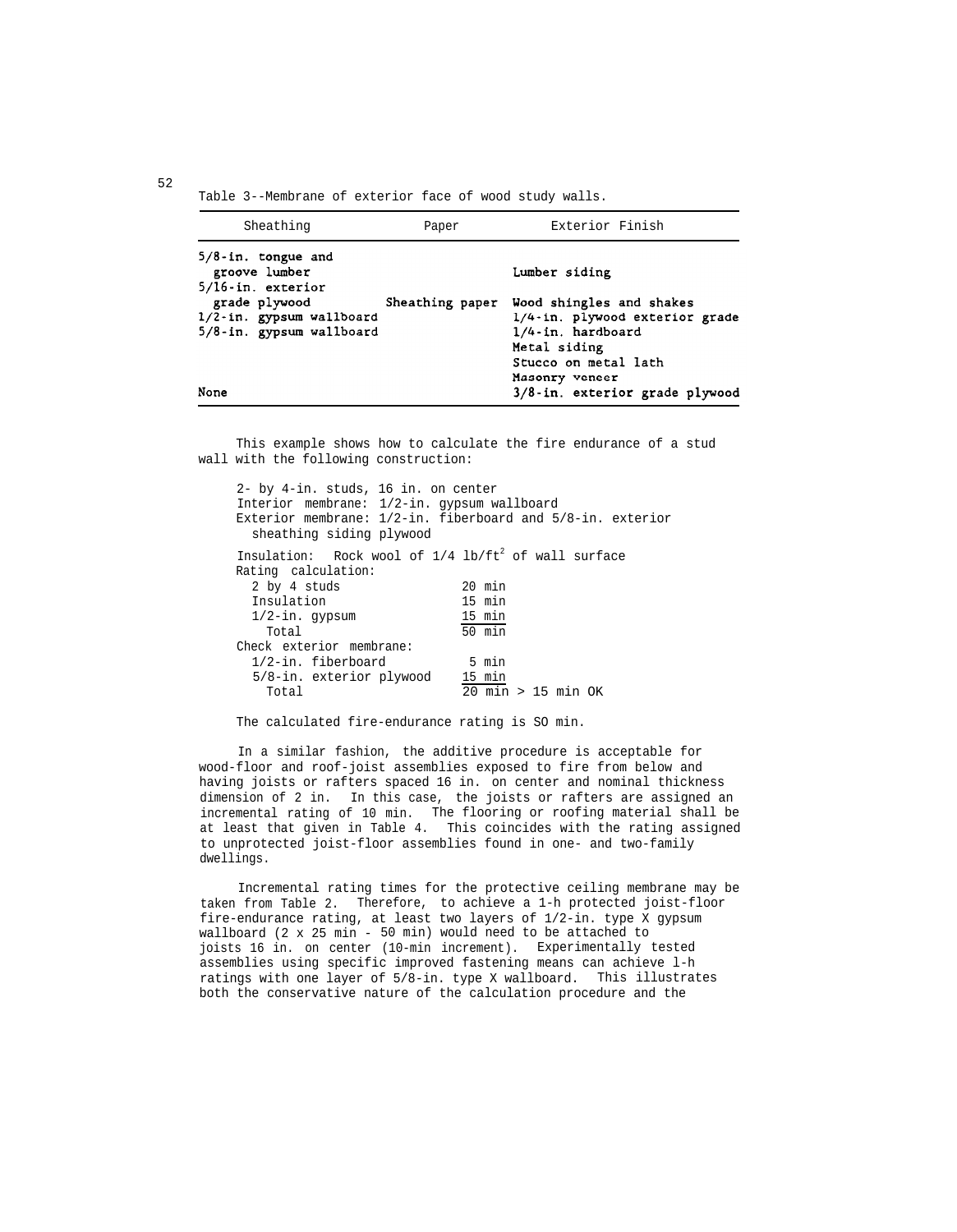Table 3--Membrane of exterior face of wood study walls.

| Sheathing | Paper | Exterior Finish |
|---|---|---|
| 5/8-in. tongue and groove lumber | | Lumber siding |
| 5/16-in. exterior grade plywood | Sheathing paper | Wood shingles and shakes |
| 1/2-in. gypsum wallboard | | 1/4-in. plywood exterior grade |
| 5/8-in. gypsum wallboard | | 1/4-in. hardboard |
| | | Metal siding |
| | | Stucco on metal lath |
| | | Masonry veneer |
| None | | 3/8-in. exterior grade plywood |

This example shows how to calculate the fire endurance of a stud wall with the following construction:

2- by 4-in. studs, 16 in. on center
Interior membrane: 1/2-in. gypsum wallboard
Exterior membrane: 1/2-in. fiberboard and 5/8-in. exterior sheathing siding plywood

Insulation: Rock wool of 1/4 lb/ft$^2$ of wall surface
Rating calculation:

| | |
|---|---|
| 2 by 4 studs | 20 min |
| Insulation | 15 min |
| 1/2-in. gypsum | 15 min |
| Total | 50 min |

Check exterior membrane:

| | |
|---|---|
| 1/2-in. fiberboard | 5 min |
| 5/8-in. exterior plywood | 15 min |
| Total | 20 min > 15 min OK |

The calculated fire-endurance rating is SO min.

In a similar fashion, the additive procedure is acceptable for wood-floor and roof-joist assemblies exposed to fire from below and having joists or rafters spaced 16 in. on center and nominal thickness dimension of 2 in. In this case, the joists or rafters are assigned an incremental rating of 10 min. The flooring or roofing material shall be at least that given in Table 4. This coincides with the rating assigned to unprotected joist-floor assemblies found in one- and two-family dwellings.

Incremental rating times for the protective ceiling membrane may be taken from Table 2. Therefore, to achieve a 1-h protected joist-floor fire-endurance rating, at least two layers of 1/2-in. type X gypsum wallboard (2 x 25 min - 50 min) would need to be attached to joists 16 in. on center (10-min increment). Experimentally tested assemblies using specific improved fastening means can achieve l-h ratings with one layer of 5/8-in. type X wallboard. This illustrates both the conservative nature of the calculation procedure and the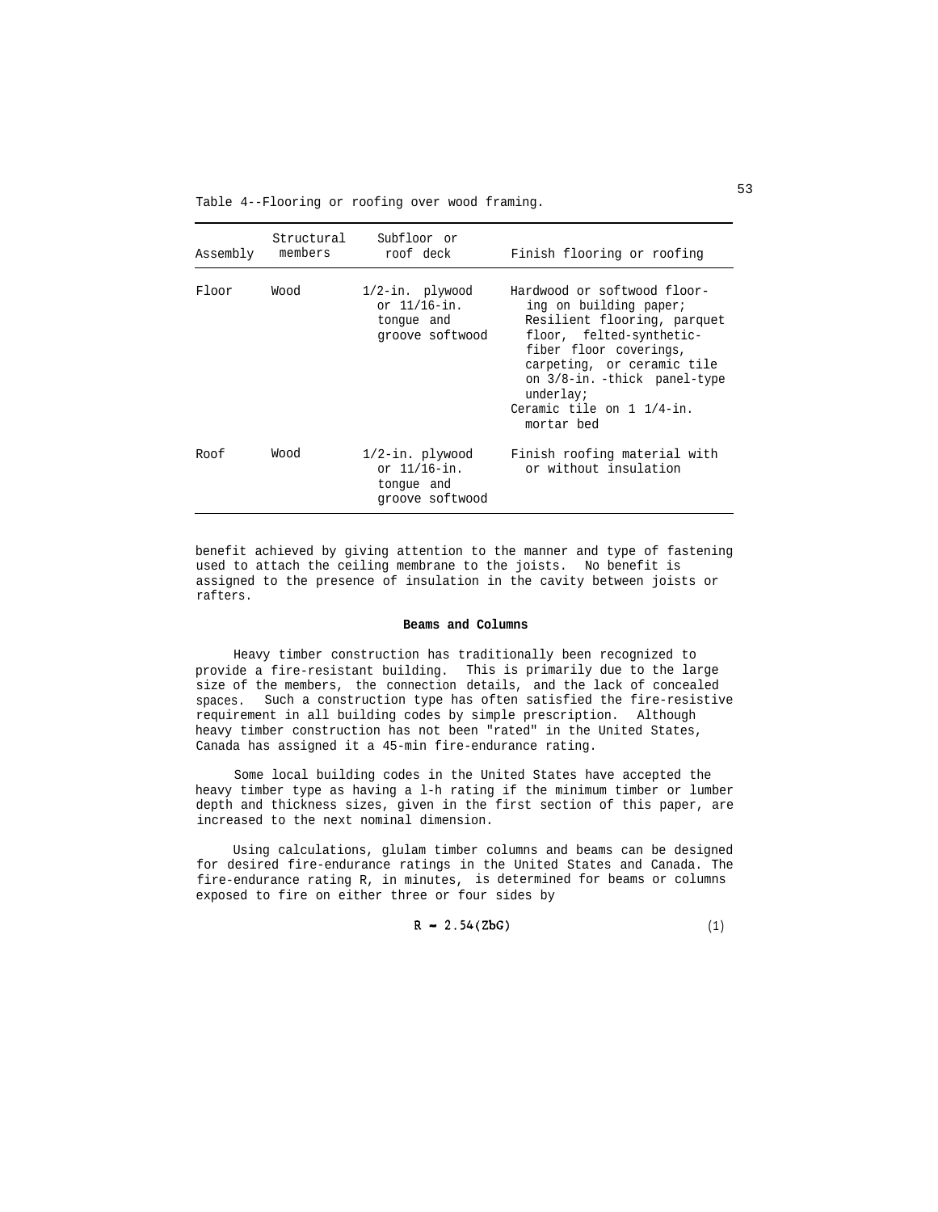Table 4--Flooring or roofing over wood framing.

| Assembly | Structural members | Subfloor or roof deck | Finish flooring or roofing |
|---|---|---|---|
| Floor | Wood | 1/2-in. plywood or 11/16-in. tongue and groove softwood | Hardwood or softwood flooring on building paper; Resilient flooring, parquet floor, felted-synthetic-fiber floor coverings, carpeting, or ceramic tile on 3/8-in. -thick panel-type underlay; Ceramic tile on 1 1/4-in. mortar bed |
| Roof | Wood | 1/2-in. plywood or 11/16-in. tongue and groove softwood | Finish roofing material with or without insulation |

benefit achieved by giving attention to the manner and type of fastening used to attach the ceiling membrane to the joists. No benefit is assigned to the presence of insulation in the cavity between joists or rafters.

### Beams and Columns

Heavy timber construction has traditionally been recognized to provide a fire-resistant building. This is primarily due to the large size of the members, the connection details, and the lack of concealed spaces. Such a construction type has often satisfied the fire-resistive requirement in all building codes by simple prescription. Although heavy timber construction has not been "rated" in the United States, Canada has assigned it a 45-min fire-endurance rating.

Some local building codes in the United States have accepted the heavy timber type as having a l-h rating if the minimum timber or lumber depth and thickness sizes, given in the first section of this paper, are increased to the next nominal dimension.

Using calculations, glulam timber columns and beams can be designed for desired fire-endurance ratings in the United States and Canada. The fire-endurance rating R, in minutes, is determined for beams or columns exposed to fire on either three or four sides by

$$R = 2.54(ZbG) \tag{1}$$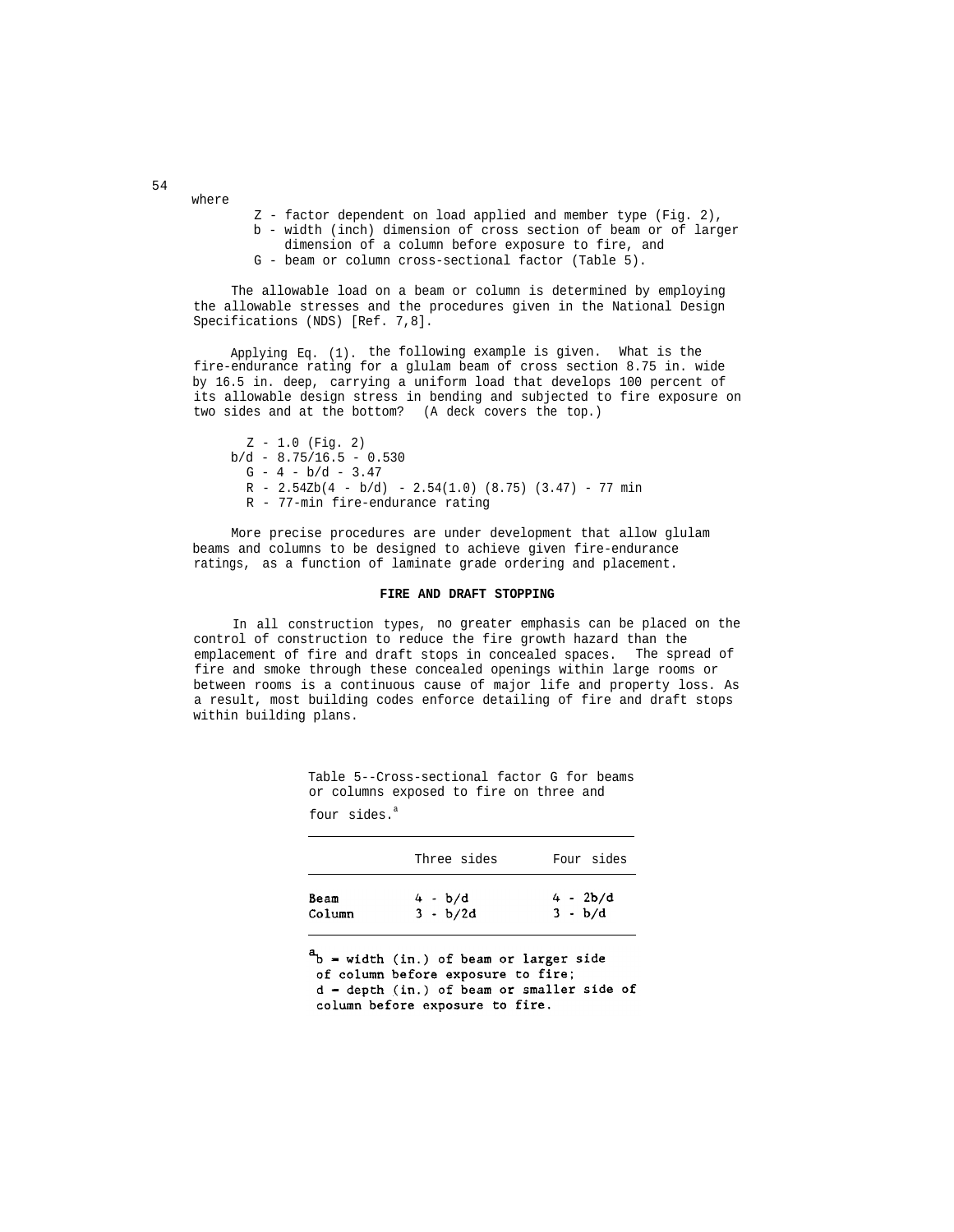where

- $Z$ - factor dependent on load applied and member type (Fig. 2),
- $b$ - width (inch) dimension of cross section of beam or of larger dimension of a column before exposure to fire, and
- $G$ - beam or column cross-sectional factor (Table 5).

The allowable load on a beam or column is determined by employing the allowable stresses and the procedures given in the National Design Specifications (NDS) [Ref. 7,8].

Applying Eq. (1). the following example is given. What is the fire-endurance rating for a glulam beam of cross section 8.75 in. wide by 16.5 in. deep, carrying a uniform load that develops 100 percent of its allowable design stress in bending and subjected to fire exposure on two sides and at the bottom? (A deck covers the top.)

$Z$ - 1.0 (Fig. 2)

$b/d$ - 8.75/16.5 - 0.530

$G$ - 4 - $b/d$ - 3.47

$R$ - $2.54Zb(4 - b/d)$ - 2.54(1.0) (8.75) (3.47) - 77 min

$R$ - 77-min fire-endurance rating

More precise procedures are under development that allow glulam beams and columns to be designed to achieve given fire-endurance ratings, as a function of laminate grade ordering and placement.

## FIRE AND DRAFT STOPPING

In all construction types, no greater emphasis can be placed on the control of construction to reduce the fire growth hazard than the emplacement of fire and draft stops in concealed spaces. The spread of fire and smoke through these concealed openings within large rooms or between rooms is a continuous cause of major life and property loss. As a result, most building codes enforce detailing of fire and draft stops within building plans.

Table 5--Cross-sectional factor G for beams or columns exposed to fire on three and four sides.[a]

| | Three sides | Four sides |
|---|---|---|
| Beam | $4 - b/d$ | $4 - 2b/d$ |
| Column | $3 - b/2d$ | $3 - b/d$ |

[a] $b$ = width (in.) of beam or larger side of column before exposure to fire;
$d$ = depth (in.) of beam or smaller side of column before exposure to fire.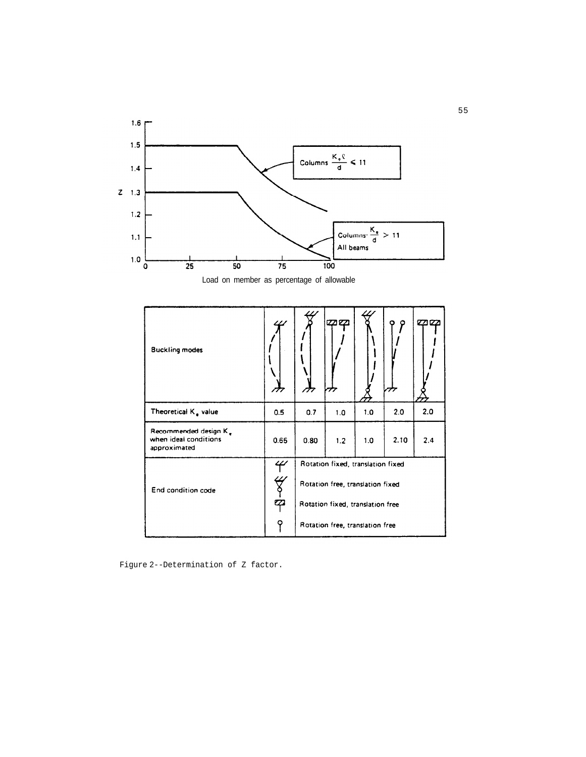Z

1.6
1.5
1.4
1.3
1.2
1.1
1.0

0 25 50 75 100

Columns $\frac{K_e \ell}{d} \leq 11$

Columns $\frac{K_e}{d} > 11$
All beams

Load on member as percentage of allowable

| Buckling modes | | | | | | |
|---|---|---|---|---|---|---|
| Theoretical $K_e$ value | 0.5 | 0.7 | 1.0 | 1.0 | 2.0 | 2.0 |
| Recommended design $K_e$ when ideal conditions approximated | 0.65 | 0.80 | 1.2 | 1.0 | 2.10 | 2.4 |

End condition code:
- Rotation fixed, translation fixed
- Rotation free, translation fixed
- Rotation fixed, translation free
- Rotation free, translation free

Figure 2--Determination of Z factor.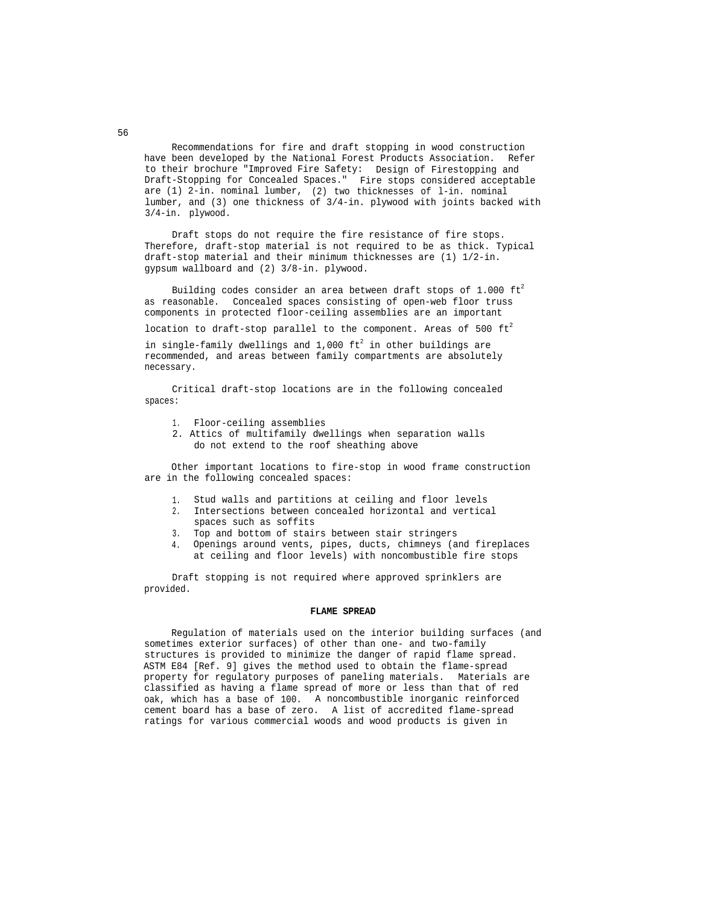Recommendations for fire and draft stopping in wood construction have been developed by the National Forest Products Association. Refer to their brochure "Improved Fire Safety: Design of Firestopping and Draft-Stopping for Concealed Spaces." Fire stops considered acceptable are (1) 2-in. nominal lumber, (2) two thicknesses of l-in. nominal lumber, and (3) one thickness of 3/4-in. plywood with joints backed with 3/4-in. plywood.

Draft stops do not require the fire resistance of fire stops. Therefore, draft-stop material is not required to be as thick. Typical draft-stop material and their minimum thicknesses are (1) 1/2-in. gypsum wallboard and (2) 3/8-in. plywood.

Building codes consider an area between draft stops of 1.000 $ft^2$ as reasonable. Concealed spaces consisting of open-web floor truss components in protected floor-ceiling assemblies are an important location to draft-stop parallel to the component. Areas of 500 $ft^2$ in single-family dwellings and 1,000 $ft^2$ in other buildings are recommended, and areas between family compartments are absolutely necessary.

Critical draft-stop locations are in the following concealed spaces:

1. Floor-ceiling assemblies
2. Attics of multifamily dwellings when separation walls do not extend to the roof sheathing above

Other important locations to fire-stop in wood frame construction are in the following concealed spaces:

1. Stud walls and partitions at ceiling and floor levels
2. Intersections between concealed horizontal and vertical spaces such as soffits
3. Top and bottom of stairs between stair stringers
4. Openings around vents, pipes, ducts, chimneys (and fireplaces at ceiling and floor levels) with noncombustible fire stops

Draft stopping is not required where approved sprinklers are provided.

## FLAME SPREAD

Regulation of materials used on the interior building surfaces (and sometimes exterior surfaces) of other than one- and two-family structures is provided to minimize the danger of rapid flame spread. ASTM E84 [Ref. 9] gives the method used to obtain the flame-spread property for regulatory purposes of paneling materials. Materials are classified as having a flame spread of more or less than that of red oak, which has a base of 100. A noncombustible inorganic reinforced cement board has a base of zero. A list of accredited flame-spread ratings for various commercial woods and wood products is given in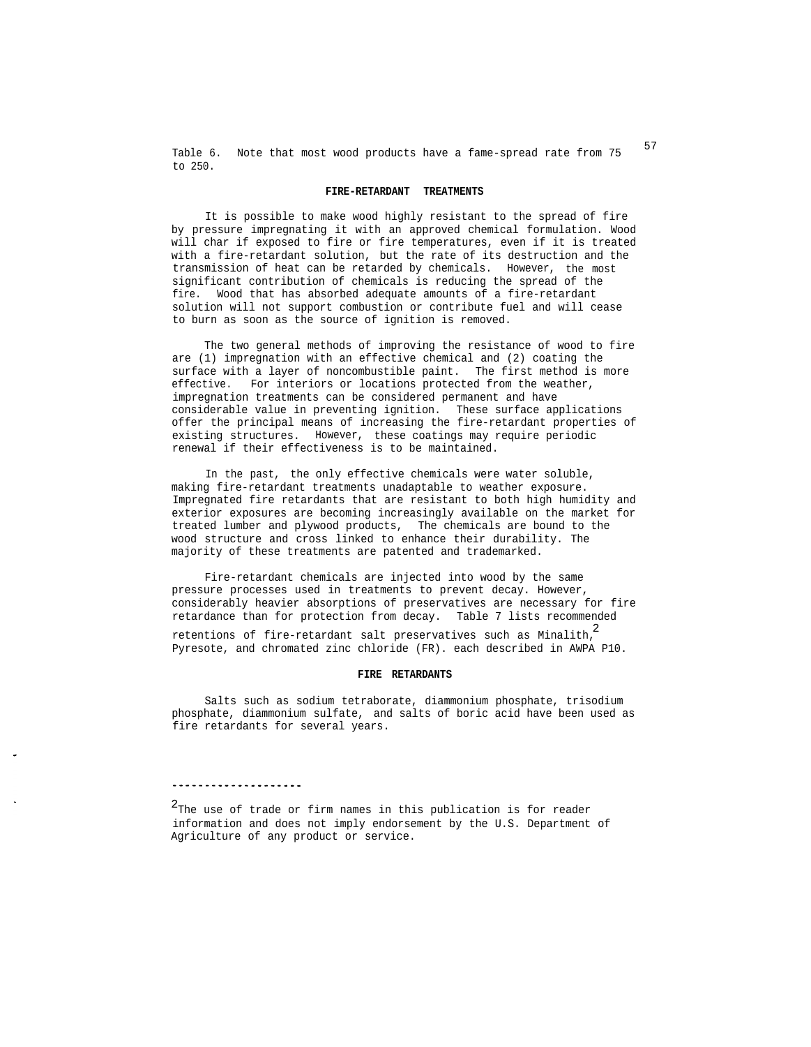Table 6. Note that most wood products have a fame-spread rate from 75 to 250.

## FIRE-RETARDANT TREATMENTS

It is possible to make wood highly resistant to the spread of fire by pressure impregnating it with an approved chemical formulation. Wood will char if exposed to fire or fire temperatures, even if it is treated with a fire-retardant solution, but the rate of its destruction and the transmission of heat can be retarded by chemicals. However, the most significant contribution of chemicals is reducing the spread of the fire. Wood that has absorbed adequate amounts of a fire-retardant solution will not support combustion or contribute fuel and will cease to burn as soon as the source of ignition is removed.

The two general methods of improving the resistance of wood to fire are (1) impregnation with an effective chemical and (2) coating the surface with a layer of noncombustible paint. The first method is more effective. For interiors or locations protected from the weather, impregnation treatments can be considered permanent and have considerable value in preventing ignition. These surface applications offer the principal means of increasing the fire-retardant properties of existing structures. However, these coatings may require periodic renewal if their effectiveness is to be maintained.

In the past, the only effective chemicals were water soluble, making fire-retardant treatments unadaptable to weather exposure. Impregnated fire retardants that are resistant to both high humidity and exterior exposures are becoming increasingly available on the market for treated lumber and plywood products, The chemicals are bound to the wood structure and cross linked to enhance their durability. The majority of these treatments are patented and trademarked.

Fire-retardant chemicals are injected into wood by the same pressure processes used in treatments to prevent decay. However, considerably heavier absorptions of preservatives are necessary for fire retardance than for protection from decay. Table 7 lists recommended retentions of fire-retardant salt preservatives such as Minalith,[2] Pyresote, and chromated zinc chloride (FR). each described in AWPA P10.

## FIRE RETARDANTS

Salts such as sodium tetraborate, diammonium phosphate, trisodium phosphate, diammonium sulfate, and salts of boric acid have been used as fire retardants for several years.

---

[2] The use of trade or firm names in this publication is for reader information and does not imply endorsement by the U.S. Department of Agriculture of any product or service.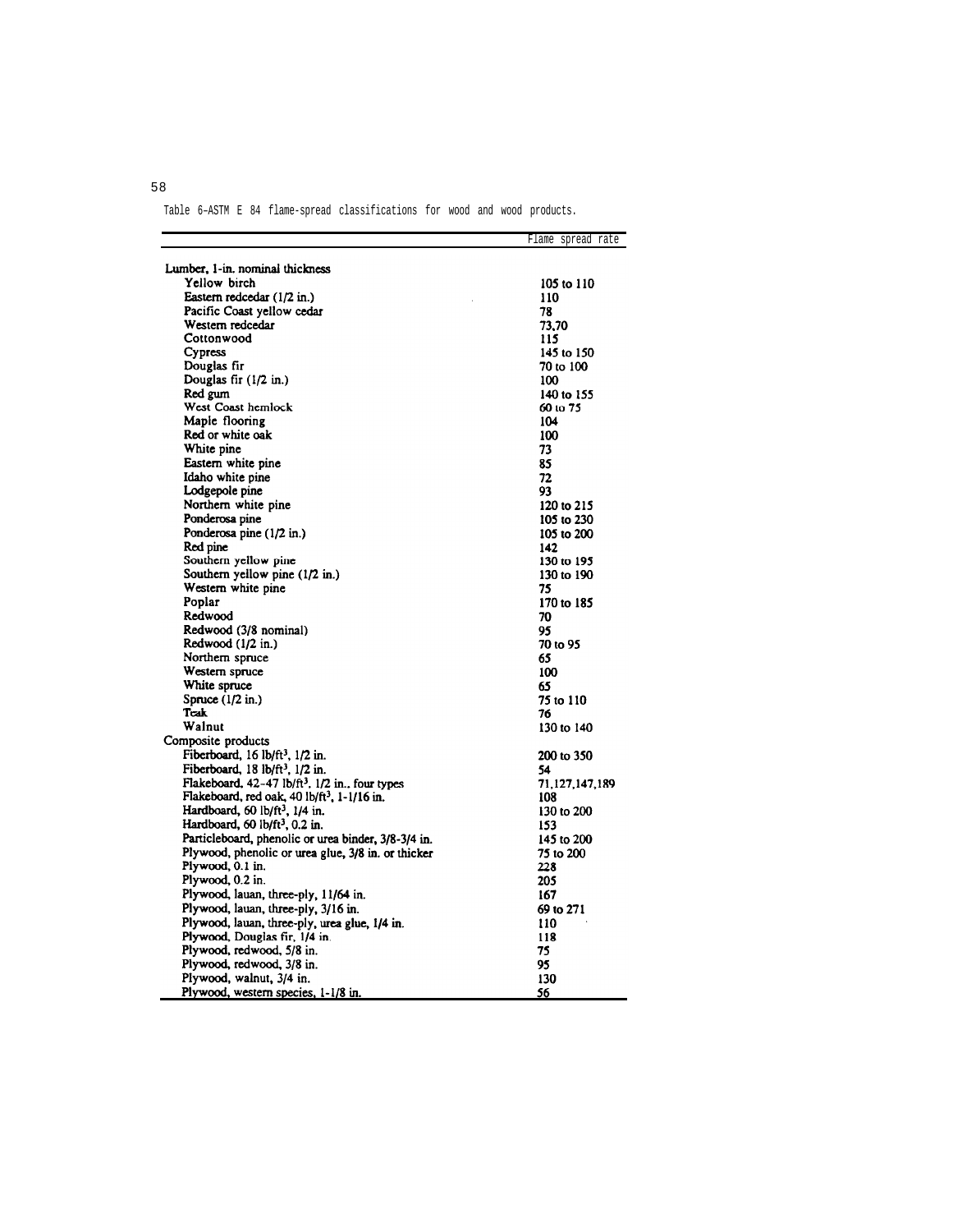Table 6-ASTM E 84 flame-spread classifications for wood and wood products.

| | Flame spread rate |
|---|---|
| **Lumber, 1-in. nominal thickness** | |
| Yellow birch | 105 to 110 |
| Eastern redcedar (1/2 in.) | 110 |
| Pacific Coast yellow cedar | 78 |
| Western redcedar | 73,70 |
| Cottonwood | 115 |
| Cypress | 145 to 150 |
| Douglas fir | 70 to 100 |
| Douglas fir (1/2 in.) | 100 |
| Red gum | 140 to 155 |
| West Coast hemlock | 60 to 75 |
| Maple flooring | 104 |
| Red or white oak | 100 |
| White pine | 73 |
| Eastern white pine | 85 |
| Idaho white pine | 72 |
| Lodgepole pine | 93 |
| Northern white pine | 120 to 215 |
| Ponderosa pine | 105 to 230 |
| Ponderosa pine (1/2 in.) | 105 to 200 |
| Red pine | 142 |
| Southern yellow pine | 130 to 195 |
| Southern yellow pine (1/2 in.) | 130 to 190 |
| Western white pine | 75 |
| Poplar | 170 to 185 |
| Redwood | 70 |
| Redwood (3/8 nominal) | 95 |
| Redwood (1/2 in.) | 70 to 95 |
| Northern spruce | 65 |
| Western spruce | 100 |
| White spruce | 65 |
| Spruce (1/2 in.) | 75 to 110 |
| Teak | 76 |
| Walnut | 130 to 140 |
| **Composite products** | |
| Fiberboard, 16 lb/ft$^3$, 1/2 in. | 200 to 350 |
| Fiberboard, 18 lb/ft$^3$, 1/2 in. | 54 |
| Flakeboard, 42-47 lb/ft$^3$, 1/2 in., four types | 71,127,147,189 |
| Flakeboard, red oak, 40 lb/ft$^3$, 1-1/16 in. | 108 |
| Hardboard, 60 lb/ft$^3$, 1/4 in. | 130 to 200 |
| Hardboard, 60 lb/ft$^3$, 0.2 in. | 153 |
| Particleboard, phenolic or urea binder, 3/8-3/4 in. | 145 to 200 |
| Plywood, phenolic or urea glue, 3/8 in. or thicker | 75 to 200 |
| Plywood, 0.1 in. | 228 |
| Plywood, 0.2 in. | 205 |
| Plywood, lauan, three-ply, 11/64 in. | 167 |
| Plywood, lauan, three-ply, 3/16 in. | 69 to 271 |
| Plywood, lauan, three-ply, urea glue, 1/4 in. | 110 |
| Plywood, Douglas fir, 1/4 in. | 118 |
| Plywood, redwood, 5/8 in. | 75 |
| Plywood, redwood, 3/8 in. | 95 |
| Plywood, walnut, 3/4 in. | 130 |
| Plywood, western species, 1-1/8 in. | 56 |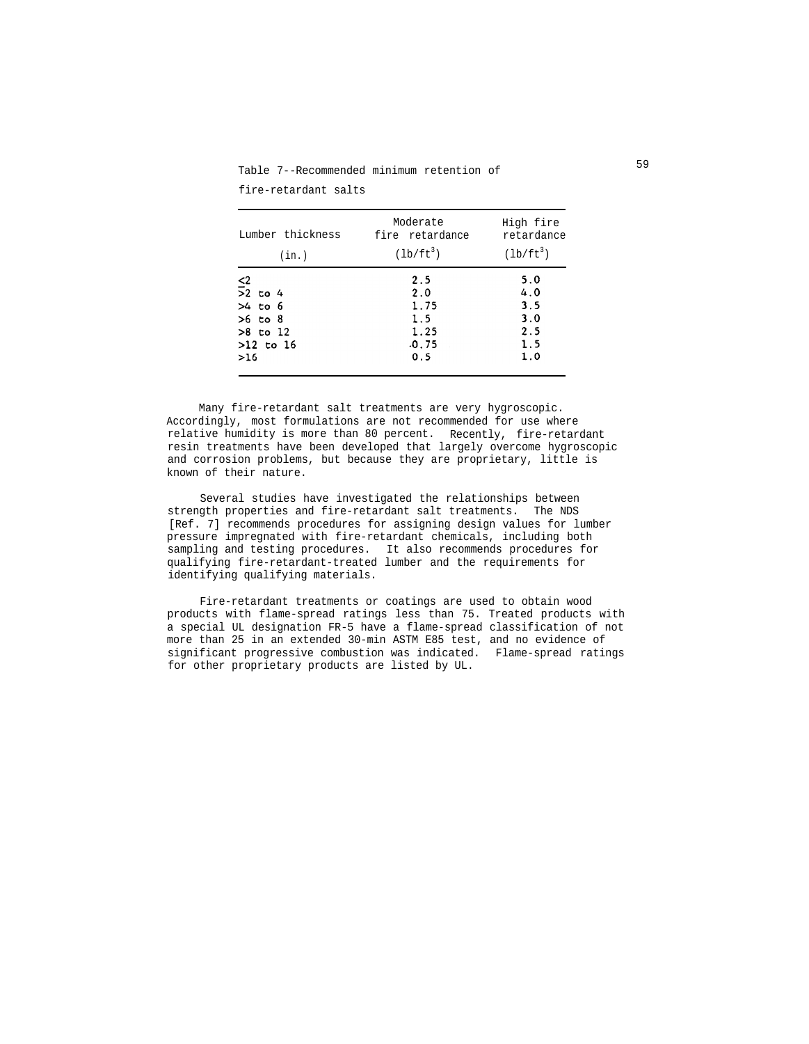Table 7--Recommended minimum retention of fire-retardant salts

| Lumber thickness (in.) | Moderate fire retardance ($lb/ft^3$) | High fire retardance ($lb/ft^3$) |
| --- | --- | --- |
| ≤2 | 2.5 | 5.0 |
| >2 to 4 | 2.0 | 4.0 |
| >4 to 6 | 1.75 | 3.5 |
| >6 to 8 | 1.5 | 3.0 |
| >8 to 12 | 1.25 | 2.5 |
| >12 to 16 | 0.75 | 1.5 |
| >16 | 0.5 | 1.0 |

Many fire-retardant salt treatments are very hygroscopic. Accordingly, most formulations are not recommended for use where relative humidity is more than 80 percent. Recently, fire-retardant resin treatments have been developed that largely overcome hygroscopic and corrosion problems, but because they are proprietary, little is known of their nature.

Several studies have investigated the relationships between strength properties and fire-retardant salt treatments. The NDS [Ref. 7] recommends procedures for assigning design values for lumber pressure impregnated with fire-retardant chemicals, including both sampling and testing procedures. It also recommends procedures for qualifying fire-retardant-treated lumber and the requirements for identifying qualifying materials.

Fire-retardant treatments or coatings are used to obtain wood products with flame-spread ratings less than 75. Treated products with a special UL designation FR-5 have a flame-spread classification of not more than 25 in an extended 30-min ASTM E85 test, and no evidence of significant progressive combustion was indicated. Flame-spread ratings for other proprietary products are listed by UL.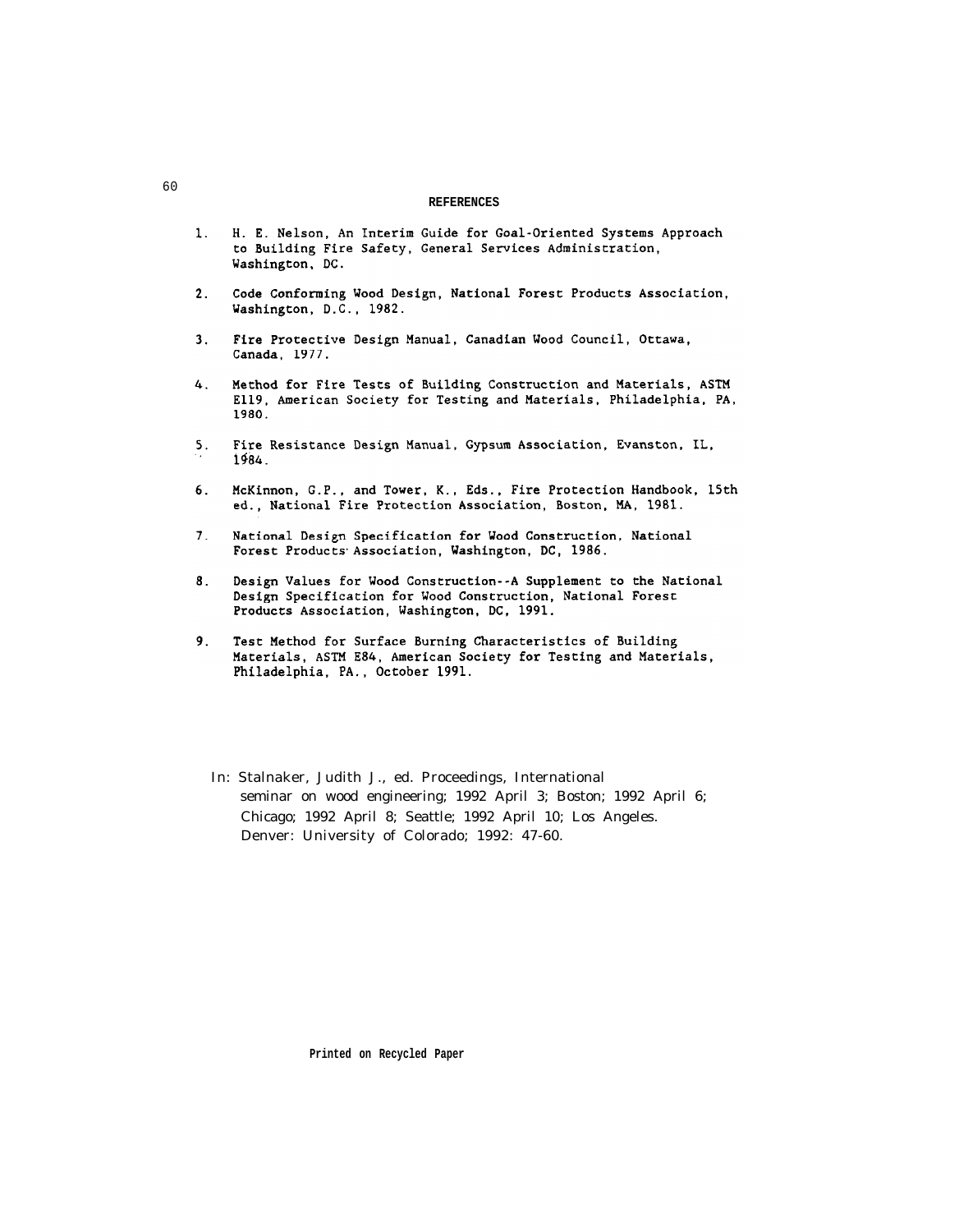## REFERENCES

1. H. E. Nelson, An Interim Guide for Goal-Oriented Systems Approach to Building Fire Safety, General Services Administration, Washington, DC.

2. Code Conforming Wood Design, National Forest Products Association, Washington, D.C., 1982.

3. Fire Protective Design Manual, Canadian Wood Council, Ottawa, Canada, 1977.

4. Method for Fire Tests of Building Construction and Materials, ASTM E119, American Society for Testing and Materials, Philadelphia, PA, 1980.

5. Fire Resistance Design Manual, Gypsum Association, Evanston, IL, 1984.

6. McKinnon, G.P., and Tower, K., Eds., Fire Protection Handbook, 15th ed., National Fire Protection Association, Boston, MA, 1981.

7. National Design Specification for Wood Construction, National Forest Products Association, Washington, DC, 1986.

8. Design Values for Wood Construction--A Supplement to the National Design Specification for Wood Construction, National Forest Products Association, Washington, DC, 1991.

9. Test Method for Surface Burning Characteristics of Building Materials, ASTM E84, American Society for Testing and Materials, Philadelphia, PA., October 1991.

In: Stalnaker, Judith J., ed. Proceedings, International seminar on wood engineering; 1992 April 3; Boston; 1992 April 6; Chicago; 1992 April 8; Seattle; 1992 April 10; Los Angeles. Denver: University of Colorado; 1992: 47-60.

Printed on Recycled Paper